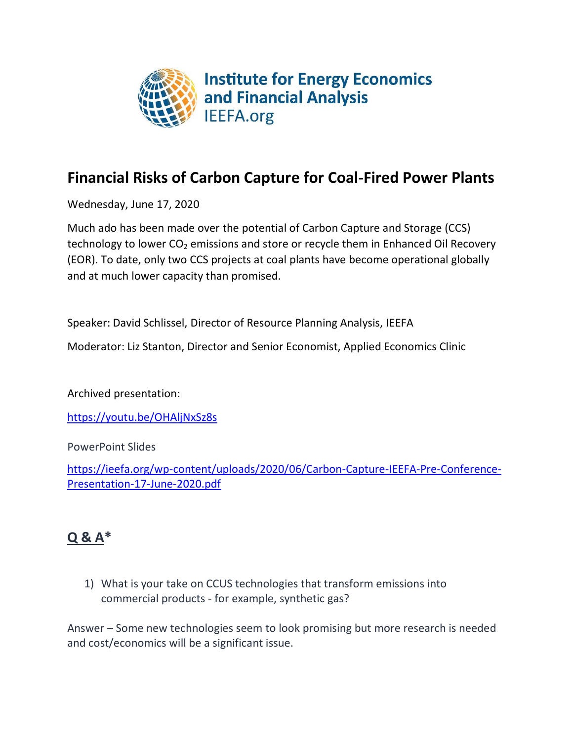Institute for Energy Economics and Financial Analysis
IEEFA.org

## Financial Risks of Carbon Capture for Coal-Fired Power Plants

Wednesday, June 17, 2020

Much ado has been made over the potential of Carbon Capture and Storage (CCS) technology to lower $CO_2$ emissions and store or recycle them in Enhanced Oil Recovery (EOR). To date, only two CCS projects at coal plants have become operational globally and at much lower capacity than promised.

Speaker: David Schlissel, Director of Resource Planning Analysis, IEEFA

Moderator: Liz Stanton, Director and Senior Economist, Applied Economics Clinic

Archived presentation:

https://youtu.be/OHAljNxSz8s

PowerPoint Slides

https://ieefa.org/wp-content/uploads/2020/06/Carbon-Capture-IEEFA-Pre-Conference-Presentation-17-June-2020.pdf

## Q & A*

1) What is your take on CCUS technologies that transform emissions into commercial products - for example, synthetic gas?

Answer – Some new technologies seem to look promising but more research is needed and cost/economics will be a significant issue.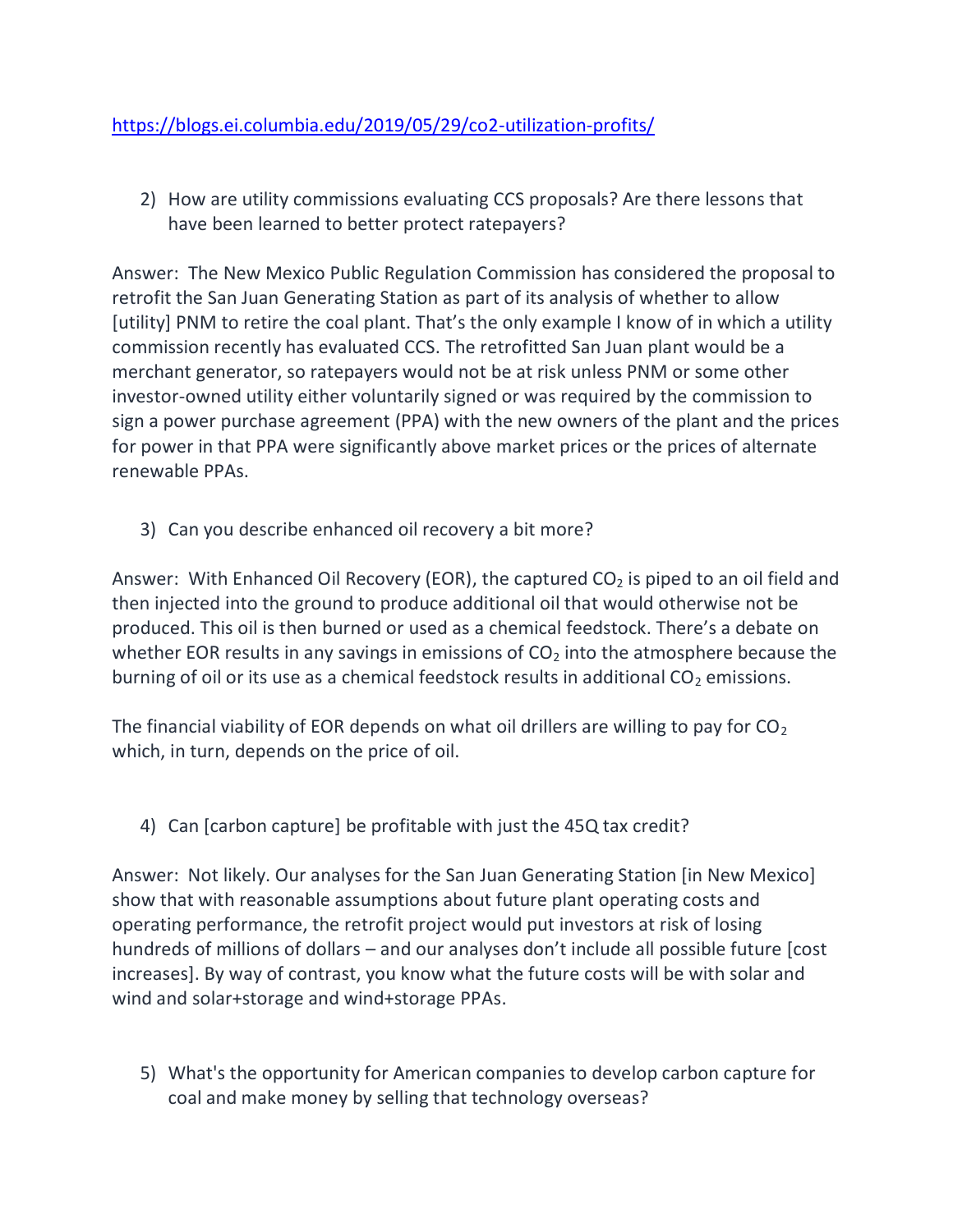https://blogs.ei.columbia.edu/2019/05/29/co2-utilization-profits/

2) How are utility commissions evaluating CCS proposals? Are there lessons that have been learned to better protect ratepayers?

Answer: The New Mexico Public Regulation Commission has considered the proposal to retrofit the San Juan Generating Station as part of its analysis of whether to allow [utility] PNM to retire the coal plant. That's the only example I know of in which a utility commission recently has evaluated CCS. The retrofitted San Juan plant would be a merchant generator, so ratepayers would not be at risk unless PNM or some other investor-owned utility either voluntarily signed or was required by the commission to sign a power purchase agreement (PPA) with the new owners of the plant and the prices for power in that PPA were significantly above market prices or the prices of alternate renewable PPAs.

3) Can you describe enhanced oil recovery a bit more?

Answer: With Enhanced Oil Recovery (EOR), the captured $CO_2$ is piped to an oil field and then injected into the ground to produce additional oil that would otherwise not be produced. This oil is then burned or used as a chemical feedstock. There's a debate on whether EOR results in any savings in emissions of $CO_2$ into the atmosphere because the burning of oil or its use as a chemical feedstock results in additional $CO_2$ emissions.

The financial viability of EOR depends on what oil drillers are willing to pay for $CO_2$ which, in turn, depends on the price of oil.

4) Can [carbon capture] be profitable with just the 45Q tax credit?

Answer: Not likely. Our analyses for the San Juan Generating Station [in New Mexico] show that with reasonable assumptions about future plant operating costs and operating performance, the retrofit project would put investors at risk of losing hundreds of millions of dollars – and our analyses don't include all possible future [cost increases]. By way of contrast, you know what the future costs will be with solar and wind and solar+storage and wind+storage PPAs.

5) What's the opportunity for American companies to develop carbon capture for coal and make money by selling that technology overseas?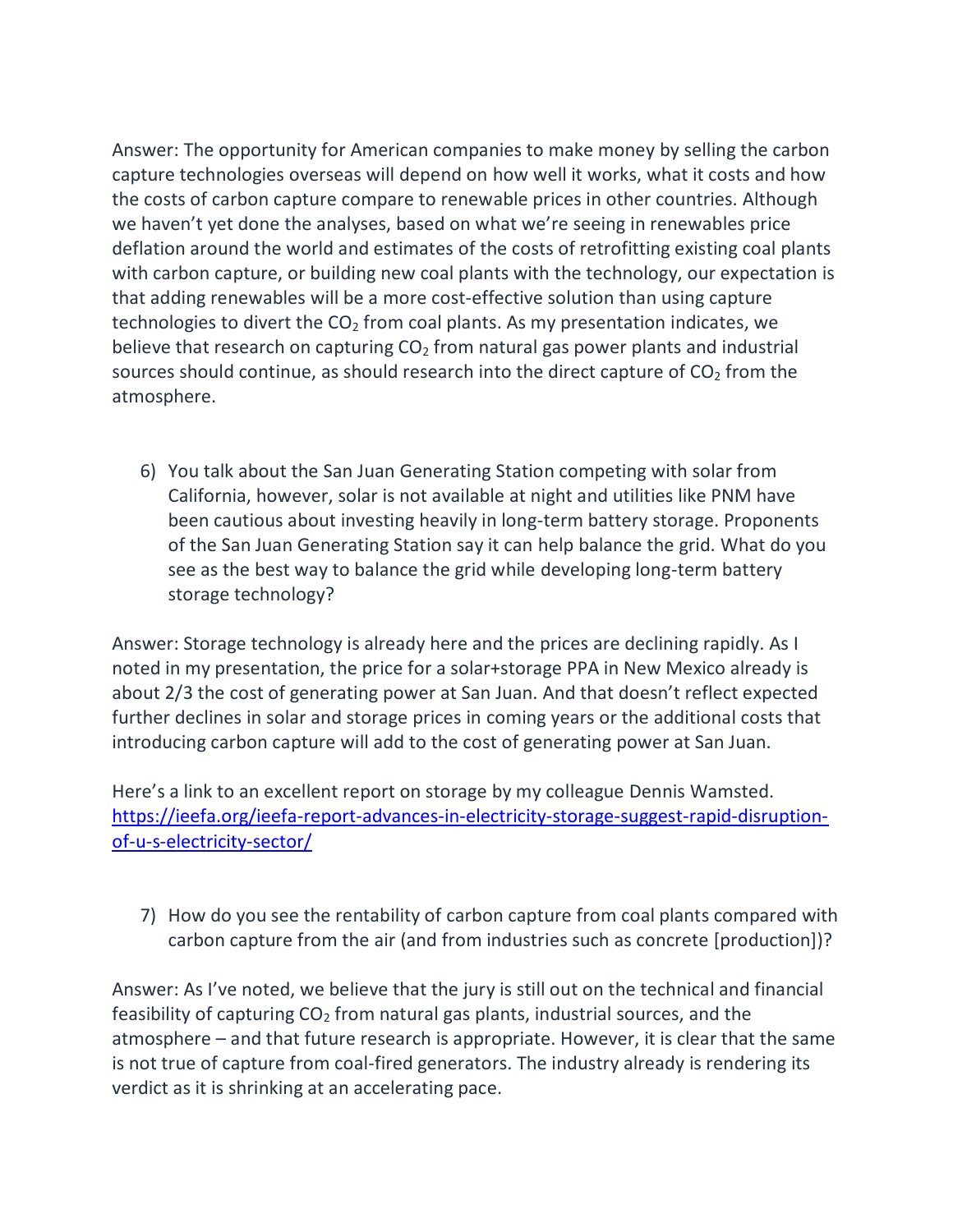Answer: The opportunity for American companies to make money by selling the carbon capture technologies overseas will depend on how well it works, what it costs and how the costs of carbon capture compare to renewable prices in other countries. Although we haven't yet done the analyses, based on what we're seeing in renewables price deflation around the world and estimates of the costs of retrofitting existing coal plants with carbon capture, or building new coal plants with the technology, our expectation is that adding renewables will be a more cost-effective solution than using capture technologies to divert the $CO_2$ from coal plants. As my presentation indicates, we believe that research on capturing $CO_2$ from natural gas power plants and industrial sources should continue, as should research into the direct capture of $CO_2$ from the atmosphere.

6) You talk about the San Juan Generating Station competing with solar from California, however, solar is not available at night and utilities like PNM have been cautious about investing heavily in long-term battery storage. Proponents of the San Juan Generating Station say it can help balance the grid. What do you see as the best way to balance the grid while developing long-term battery storage technology?

Answer: Storage technology is already here and the prices are declining rapidly. As I noted in my presentation, the price for a solar+storage PPA in New Mexico already is about 2/3 the cost of generating power at San Juan. And that doesn't reflect expected further declines in solar and storage prices in coming years or the additional costs that introducing carbon capture will add to the cost of generating power at San Juan.

Here's a link to an excellent report on storage by my colleague Dennis Wamsted. [https://ieefa.org/ieefa-report-advances-in-electricity-storage-suggest-rapid-disruption-of-u-s-electricity-sector/](https://ieefa.org/ieefa-report-advances-in-electricity-storage-suggest-rapid-disruption-of-u-s-electricity-sector/)

7) How do you see the rentability of carbon capture from coal plants compared with carbon capture from the air (and from industries such as concrete [production])?

Answer: As I've noted, we believe that the jury is still out on the technical and financial feasibility of capturing $CO_2$ from natural gas plants, industrial sources, and the atmosphere – and that future research is appropriate. However, it is clear that the same is not true of capture from coal-fired generators. The industry already is rendering its verdict as it is shrinking at an accelerating pace.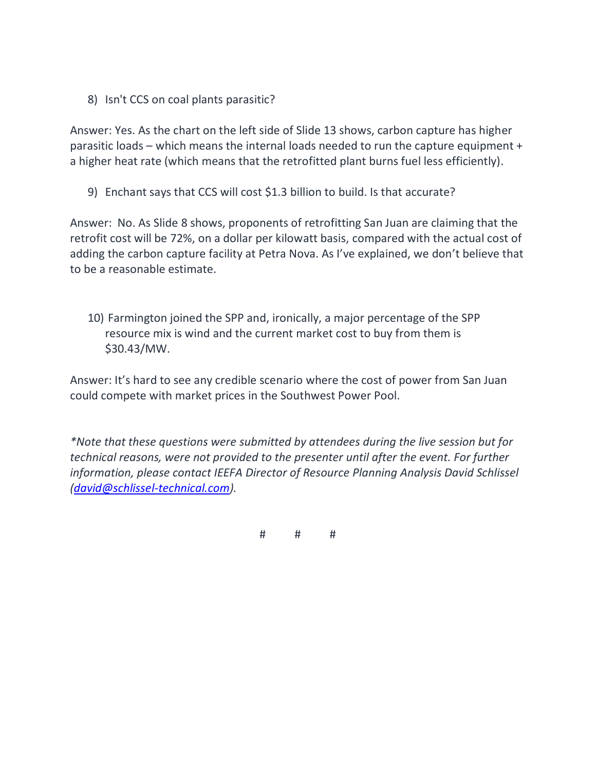8) Isn't CCS on coal plants parasitic?

Answer: Yes. As the chart on the left side of Slide 13 shows, carbon capture has higher parasitic loads – which means the internal loads needed to run the capture equipment + a higher heat rate (which means that the retrofitted plant burns fuel less efficiently).

9) Enchant says that CCS will cost $1.3 billion to build. Is that accurate?

Answer: No. As Slide 8 shows, proponents of retrofitting San Juan are claiming that the retrofit cost will be 72%, on a dollar per kilowatt basis, compared with the actual cost of adding the carbon capture facility at Petra Nova. As I've explained, we don't believe that to be a reasonable estimate.

10) Farmington joined the SPP and, ironically, a major percentage of the SPP resource mix is wind and the current market cost to buy from them is $30.43/MW.

Answer: It's hard to see any credible scenario where the cost of power from San Juan could compete with market prices in the Southwest Power Pool.

*\*Note that these questions were submitted by attendees during the live session but for technical reasons, were not provided to the presenter until after the event. For further information, please contact IEEFA Director of Resource Planning Analysis David Schlissel ([david@schlissel-technical.com](mailto:david@schlissel-technical.com)).*

# # #